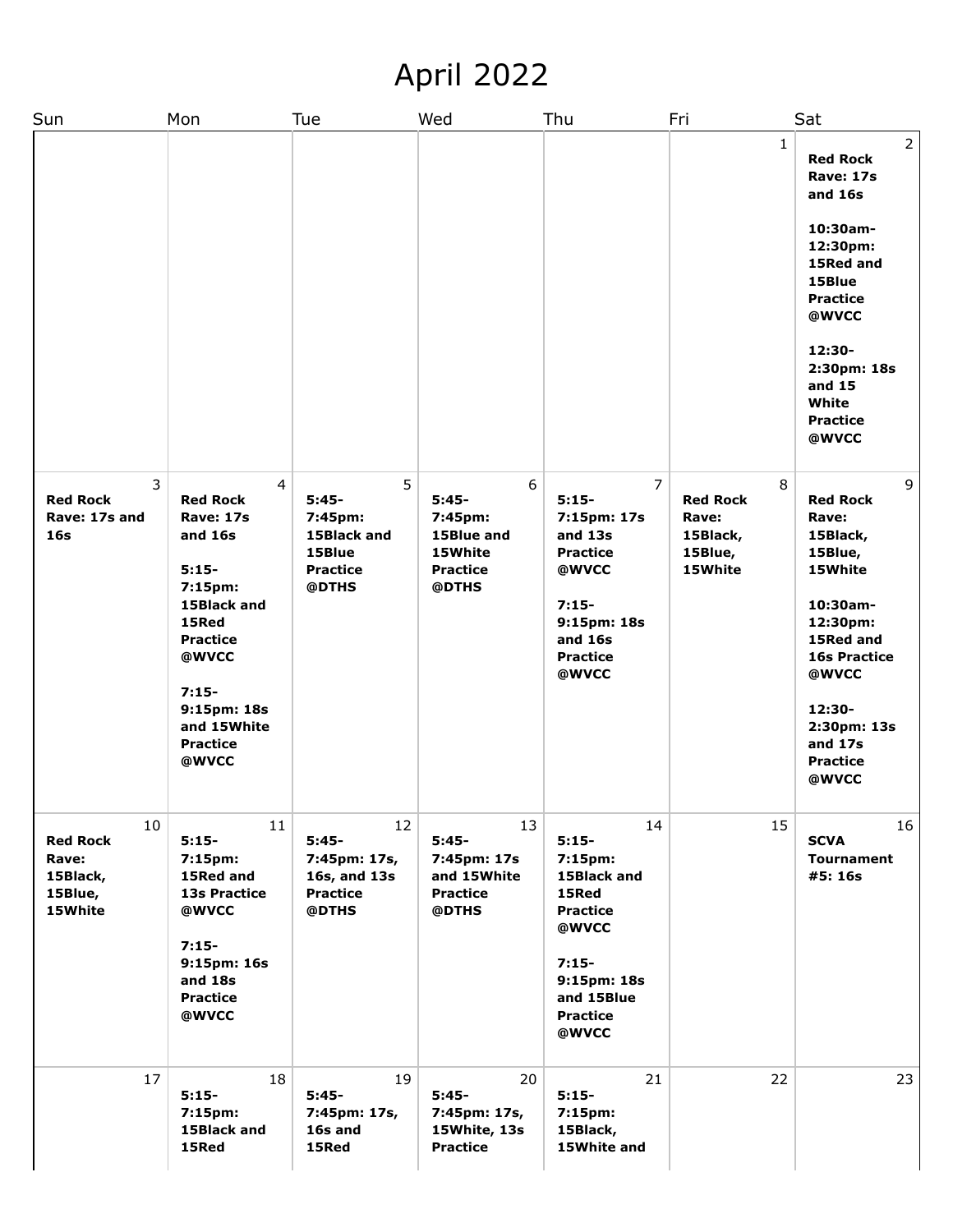# April 2022

| Sun | Mon | Tue | Wed | Thu | Fri | Sat |
|---|---|---|---|---|---|---|
| | | | | | 1 | 2<br>**Red Rock Rave: 17s and 16s**<br><br>**10:30am-12:30pm: 15Red and 15Blue Practice @WVCC**<br><br>**12:30-2:30pm: 18s and 15 White Practice @WVCC** |
| 3<br>**Red Rock Rave: 17s and 16s** | 4<br>**Red Rock Rave: 17s and 16s**<br><br>**5:15-7:15pm: 15Black and 15Red Practice @WVCC**<br><br>**7:15-9:15pm: 18s and 15White Practice @WVCC** | 5<br>**5:45-7:45pm: 15Black and 15Blue Practice @DTHS** | 6<br>**5:45-7:45pm: 15Blue and 15White Practice @DTHS** | 7<br>**5:15-7:15pm: 17s and 13s Practice @WVCC**<br><br>**7:15-9:15pm: 18s and 16s Practice @WVCC** | 8<br>**Red Rock Rave: 15Black, 15Blue, 15White** | 9<br>**Red Rock Rave: 15Black, 15Blue, 15White**<br><br>**10:30am-12:30pm: 15Red and 16s Practice @WVCC**<br><br>**12:30-2:30pm: 13s and 17s Practice @WVCC** |
| 10<br>**Red Rock Rave: 15Black, 15Blue, 15White** | 11<br>**5:15-7:15pm: 15Red and 13s Practice @WVCC**<br><br>**7:15-9:15pm: 16s and 18s Practice @WVCC** | 12<br>**5:45-7:45pm: 17s, 16s, and 13s Practice @DTHS** | 13<br>**5:45-7:45pm: 17s and 15White Practice @DTHS** | 14<br>**5:15-7:15pm: 15Black and 15Red Practice @WVCC**<br><br>**7:15-9:15pm: 18s and 15Blue Practice @WVCC** | 15 | 16<br>**SCVA Tournament #5: 16s** |
| 17 | 18<br>**5:15-7:15pm: 15Black and 15Red** | 19<br>**5:45-7:45pm: 17s, 16s and 15Red** | 20<br>**5:45-7:45pm: 17s, 15White, 13s Practice** | 21<br>**5:15-7:15pm: 15Black, 15White and** | 22 | 23 |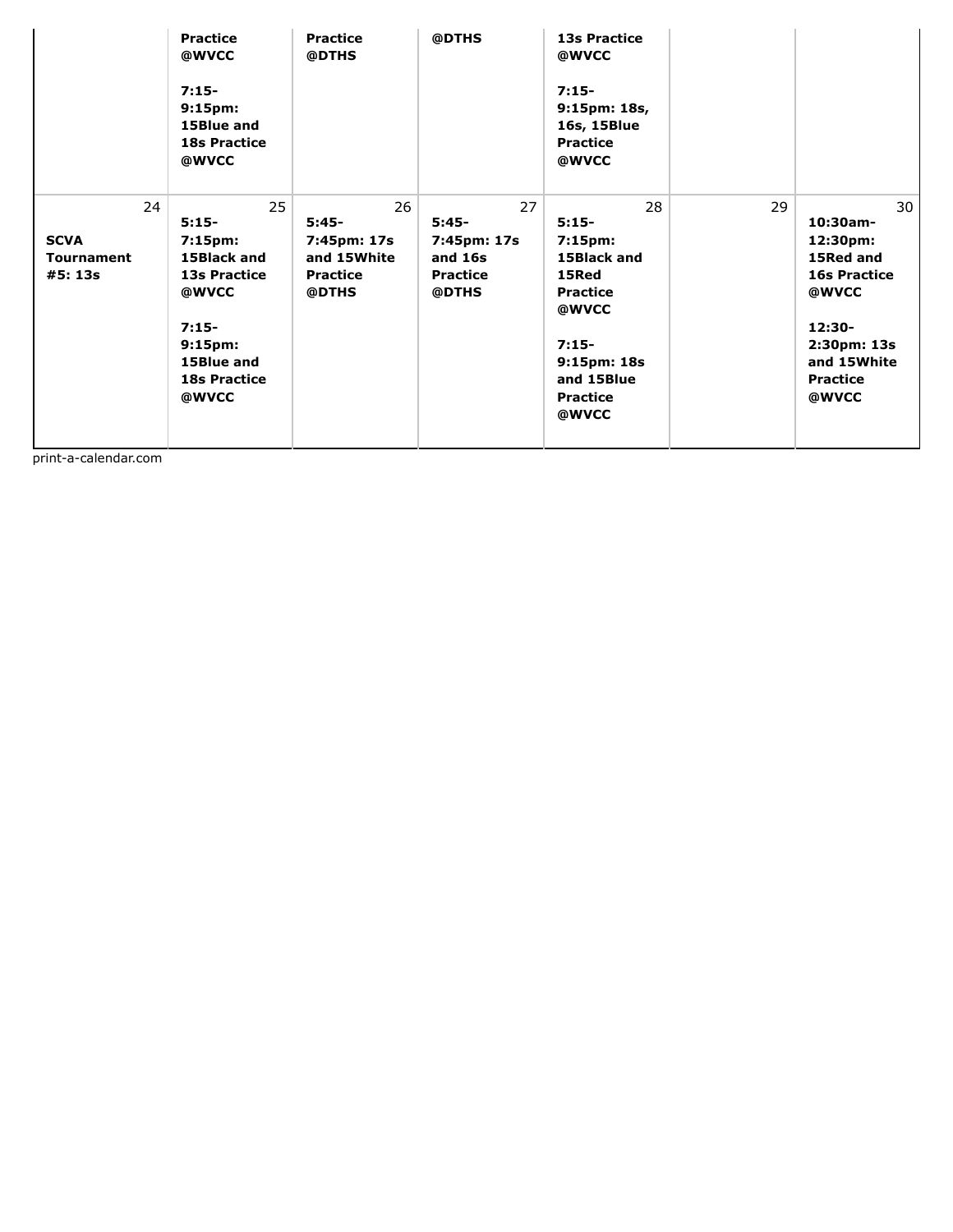| | | | | | | |
|---|---|---|---|---|---|---|
| | **Practice @WVCC**<br><br>**7:15-9:15pm: 15Blue and 18s Practice @WVCC** | **Practice @DTHS** | **@DTHS** | **13s Practice @WVCC**<br><br>**7:15-9:15pm: 18s, 16s, 15Blue Practice @WVCC** | | |
| 24<br>**SCVA Tournament #5: 13s** | 25<br>**5:15-7:15pm: 15Black and 13s Practice @WVCC**<br><br>**7:15-9:15pm: 15Blue and 18s Practice @WVCC** | 26<br>**5:45-7:45pm: 17s and 15White Practice @DTHS** | 27<br>**5:45-7:45pm: 17s and 16s Practice @DTHS** | 28<br>**5:15-7:15pm: 15Black and 15Red Practice @WVCC**<br><br>**7:15-9:15pm: 18s and 15Blue Practice @WVCC** | 29 | 30<br>**10:30am-12:30pm: 15Red and 16s Practice @WVCC**<br><br>**12:30-2:30pm: 13s and 15White Practice @WVCC** |

print-a-calendar.com